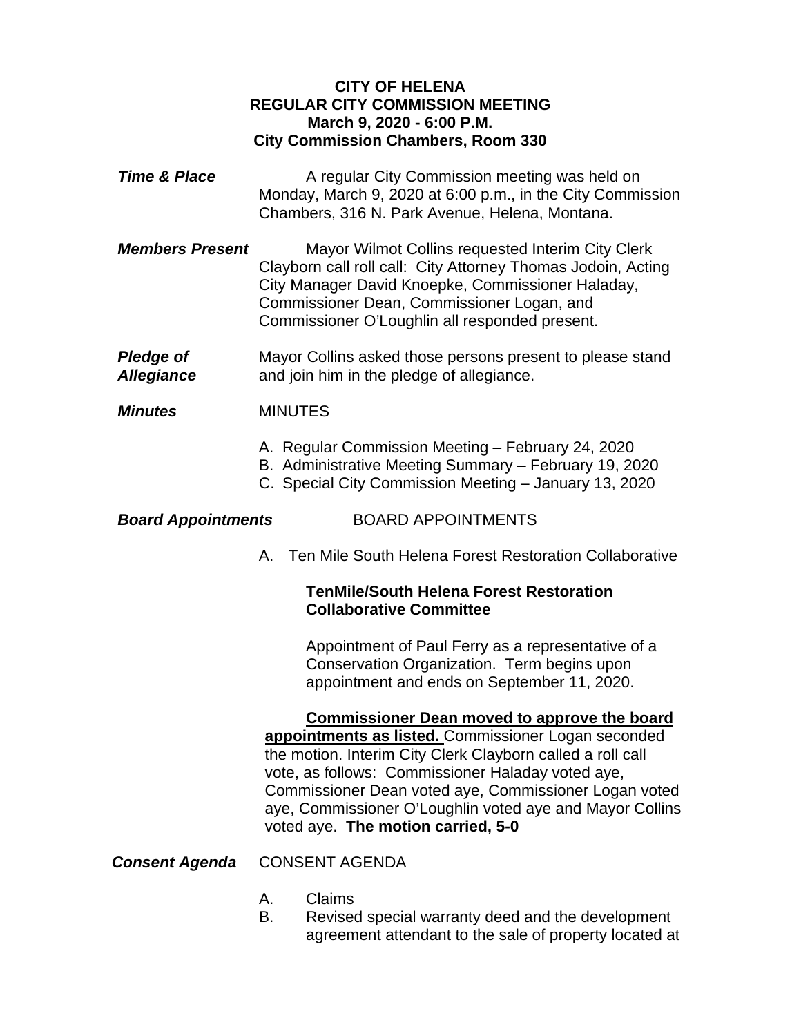**CITY OF HELENA**
**REGULAR CITY COMMISSION MEETING**
**March 9, 2020 - 6:00 P.M.**
**City Commission Chambers, Room 330**

***Time & Place***

A regular City Commission meeting was held on Monday, March 9, 2020 at 6:00 p.m., in the City Commission Chambers, 316 N. Park Avenue, Helena, Montana.

***Members Present***

Mayor Wilmot Collins requested Interim City Clerk Clayborn call roll call: City Attorney Thomas Jodoin, Acting City Manager David Knoepke, Commissioner Haladay, Commissioner Dean, Commissioner Logan, and Commissioner O'Loughlin all responded present.

***Pledge of Allegiance***

Mayor Collins asked those persons present to please stand and join him in the pledge of allegiance.

***Minutes***

MINUTES

A. Regular Commission Meeting – February 24, 2020
B. Administrative Meeting Summary – February 19, 2020
C. Special City Commission Meeting – January 13, 2020

***Board Appointments***

BOARD APPOINTMENTS

A. Ten Mile South Helena Forest Restoration Collaborative

**TenMile/South Helena Forest Restoration Collaborative Committee**

Appointment of Paul Ferry as a representative of a Conservation Organization. Term begins upon appointment and ends on September 11, 2020.

**Commissioner Dean moved to approve the board appointments as listed.** Commissioner Logan seconded the motion. Interim City Clerk Clayborn called a roll call vote, as follows: Commissioner Haladay voted aye, Commissioner Dean voted aye, Commissioner Logan voted aye, Commissioner O'Loughlin voted aye and Mayor Collins voted aye. **The motion carried, 5-0**

***Consent Agenda***

CONSENT AGENDA

A. Claims
B. Revised special warranty deed and the development agreement attendant to the sale of property located at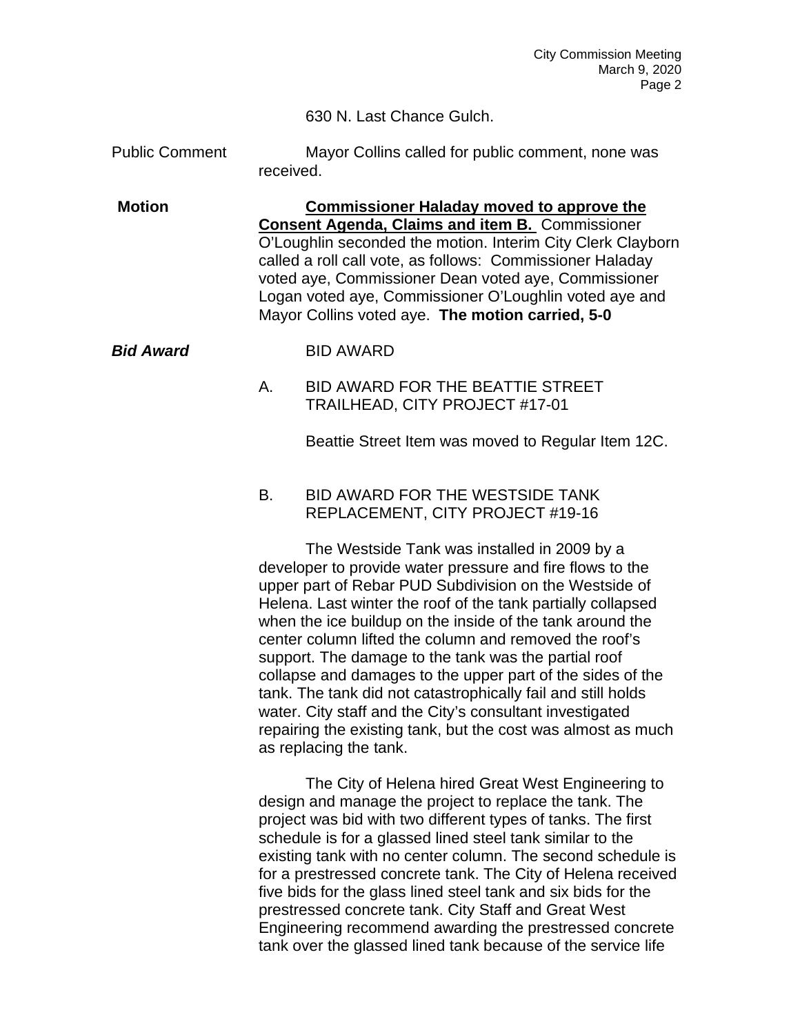630 N. Last Chance Gulch.

Public Comment — Mayor Collins called for public comment, none was received.

**Motion** — **Commissioner Haladay moved to approve the Consent Agenda, Claims and item B.** Commissioner O'Loughlin seconded the motion. Interim City Clerk Clayborn called a roll call vote, as follows: Commissioner Haladay voted aye, Commissioner Dean voted aye, Commissioner Logan voted aye, Commissioner O'Loughlin voted aye and Mayor Collins voted aye. **The motion carried, 5-0**

***Bid Award*** — BID AWARD

A. BID AWARD FOR THE BEATTIE STREET TRAILHEAD, CITY PROJECT #17-01

Beattie Street Item was moved to Regular Item 12C.

B. BID AWARD FOR THE WESTSIDE TANK REPLACEMENT, CITY PROJECT #19-16

The Westside Tank was installed in 2009 by a developer to provide water pressure and fire flows to the upper part of Rebar PUD Subdivision on the Westside of Helena. Last winter the roof of the tank partially collapsed when the ice buildup on the inside of the tank around the center column lifted the column and removed the roof's support. The damage to the tank was the partial roof collapse and damages to the upper part of the sides of the tank. The tank did not catastrophically fail and still holds water. City staff and the City's consultant investigated repairing the existing tank, but the cost was almost as much as replacing the tank.

The City of Helena hired Great West Engineering to design and manage the project to replace the tank. The project was bid with two different types of tanks. The first schedule is for a glassed lined steel tank similar to the existing tank with no center column. The second schedule is for a prestressed concrete tank. The City of Helena received five bids for the glass lined steel tank and six bids for the prestressed concrete tank. City Staff and Great West Engineering recommend awarding the prestressed concrete tank over the glassed lined tank because of the service life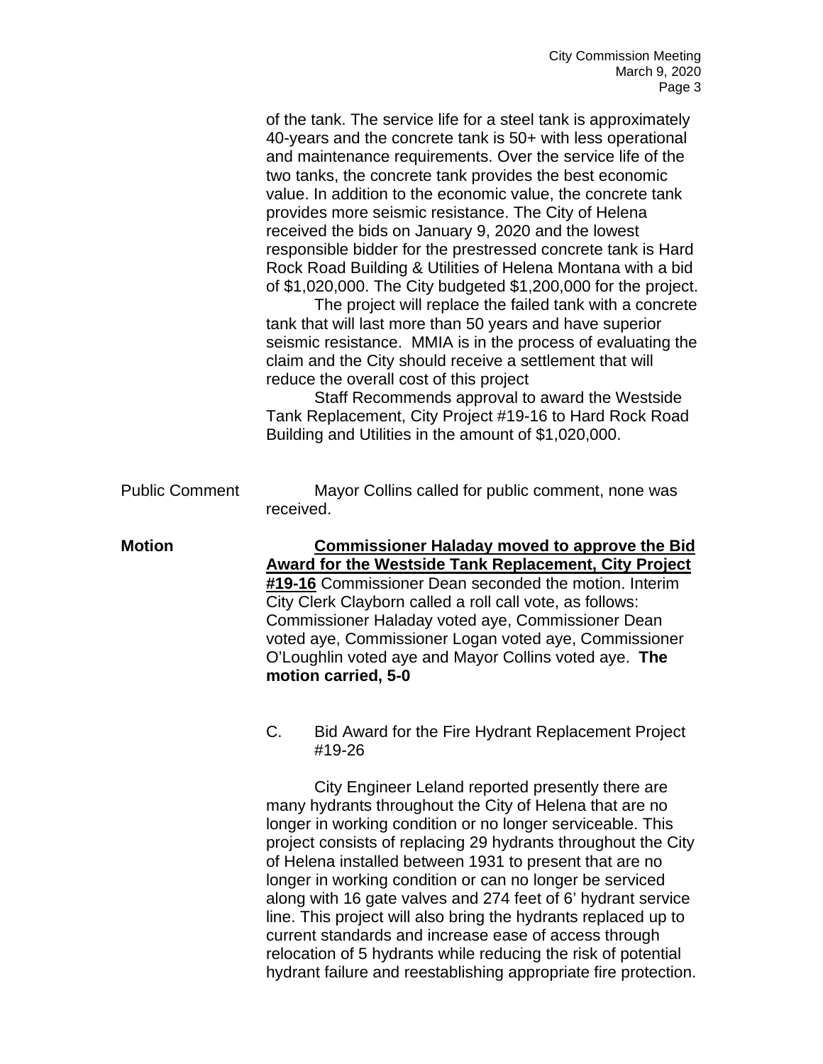of the tank. The service life for a steel tank is approximately 40-years and the concrete tank is 50+ with less operational and maintenance requirements. Over the service life of the two tanks, the concrete tank provides the best economic value. In addition to the economic value, the concrete tank provides more seismic resistance. The City of Helena received the bids on January 9, 2020 and the lowest responsible bidder for the prestressed concrete tank is Hard Rock Road Building & Utilities of Helena Montana with a bid of $1,020,000. The City budgeted $1,200,000 for the project.

The project will replace the failed tank with a concrete tank that will last more than 50 years and have superior seismic resistance. MMIA is in the process of evaluating the claim and the City should receive a settlement that will reduce the overall cost of this project

Staff Recommends approval to award the Westside Tank Replacement, City Project #19-16 to Hard Rock Road Building and Utilities in the amount of $1,020,000.

Public Comment — Mayor Collins called for public comment, none was received.

**Motion** — **Commissioner Haladay moved to approve the Bid Award for the Westside Tank Replacement, City Project #19-16** Commissioner Dean seconded the motion. Interim City Clerk Clayborn called a roll call vote, as follows: Commissioner Haladay voted aye, Commissioner Dean voted aye, Commissioner Logan voted aye, Commissioner O'Loughlin voted aye and Mayor Collins voted aye. **The motion carried, 5-0**

C. Bid Award for the Fire Hydrant Replacement Project #19-26

City Engineer Leland reported presently there are many hydrants throughout the City of Helena that are no longer in working condition or no longer serviceable. This project consists of replacing 29 hydrants throughout the City of Helena installed between 1931 to present that are no longer in working condition or can no longer be serviced along with 16 gate valves and 274 feet of 6' hydrant service line. This project will also bring the hydrants replaced up to current standards and increase ease of access through relocation of 5 hydrants while reducing the risk of potential hydrant failure and reestablishing appropriate fire protection.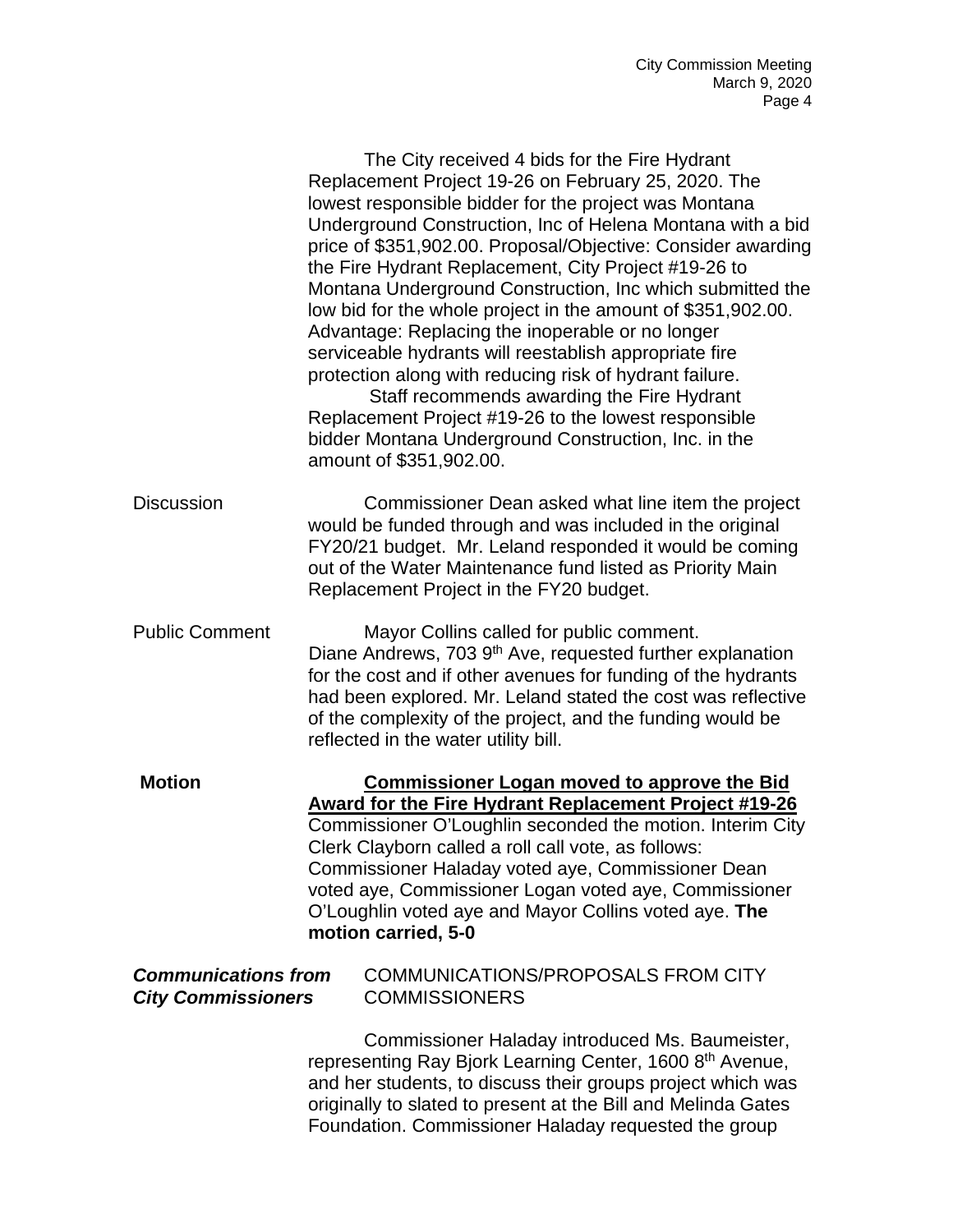The City received 4 bids for the Fire Hydrant Replacement Project 19-26 on February 25, 2020. The lowest responsible bidder for the project was Montana Underground Construction, Inc of Helena Montana with a bid price of $351,902.00. Proposal/Objective: Consider awarding the Fire Hydrant Replacement, City Project #19-26 to Montana Underground Construction, Inc which submitted the low bid for the whole project in the amount of $351,902.00. Advantage: Replacing the inoperable or no longer serviceable hydrants will reestablish appropriate fire protection along with reducing risk of hydrant failure.

Staff recommends awarding the Fire Hydrant Replacement Project #19-26 to the lowest responsible bidder Montana Underground Construction, Inc. in the amount of $351,902.00.

Discussion

Commissioner Dean asked what line item the project would be funded through and was included in the original FY20/21 budget. Mr. Leland responded it would be coming out of the Water Maintenance fund listed as Priority Main Replacement Project in the FY20 budget.

Public Comment

Mayor Collins called for public comment. Diane Andrews, 703 9th Ave, requested further explanation for the cost and if other avenues for funding of the hydrants had been explored. Mr. Leland stated the cost was reflective of the complexity of the project, and the funding would be reflected in the water utility bill.

**Motion**

**Commissioner Logan moved to approve the Bid Award for the Fire Hydrant Replacement Project #19-26** Commissioner O'Loughlin seconded the motion. Interim City Clerk Clayborn called a roll call vote, as follows: Commissioner Haladay voted aye, Commissioner Dean voted aye, Commissioner Logan voted aye, Commissioner O'Loughlin voted aye and Mayor Collins voted aye. **The motion carried, 5-0**

***Communications from City Commissioners***

COMMUNICATIONS/PROPOSALS FROM CITY COMMISSIONERS

Commissioner Haladay introduced Ms. Baumeister, representing Ray Bjork Learning Center, 1600 8th Avenue, and her students, to discuss their groups project which was originally to slated to present at the Bill and Melinda Gates Foundation. Commissioner Haladay requested the group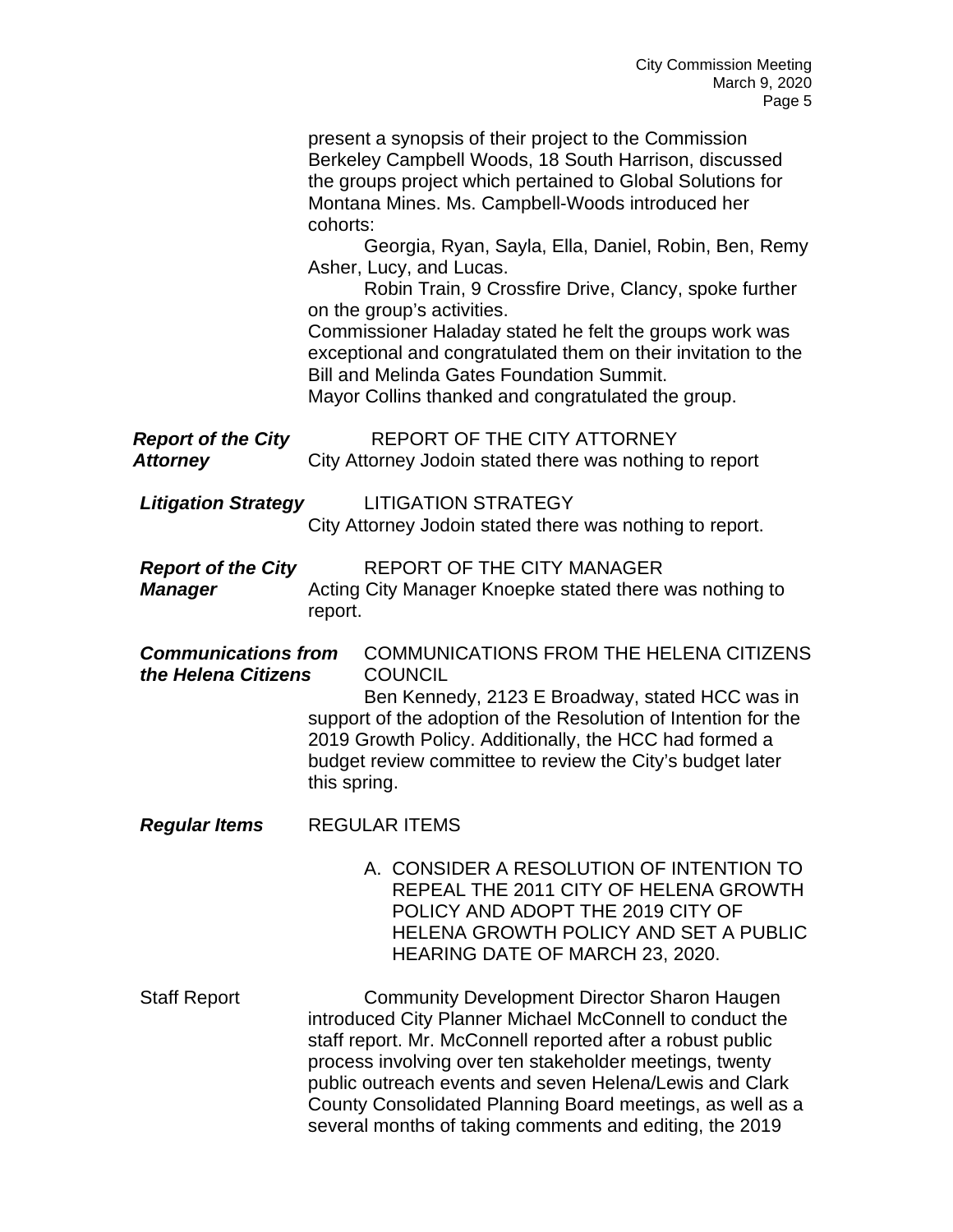present a synopsis of their project to the Commission Berkeley Campbell Woods, 18 South Harrison, discussed the groups project which pertained to Global Solutions for Montana Mines. Ms. Campbell-Woods introduced her cohorts:

Georgia, Ryan, Sayla, Ella, Daniel, Robin, Ben, Remy Asher, Lucy, and Lucas.

Robin Train, 9 Crossfire Drive, Clancy, spoke further on the group's activities.

Commissioner Haladay stated he felt the groups work was exceptional and congratulated them on their invitation to the Bill and Melinda Gates Foundation Summit.

Mayor Collins thanked and congratulated the group.

***Report of the City Attorney***

REPORT OF THE CITY ATTORNEY

City Attorney Jodoin stated there was nothing to report

***Litigation Strategy***

LITIGATION STRATEGY

City Attorney Jodoin stated there was nothing to report.

***Report of the City Manager***

REPORT OF THE CITY MANAGER

Acting City Manager Knoepke stated there was nothing to report.

***Communications from the Helena Citizens***

COMMUNICATIONS FROM THE HELENA CITIZENS COUNCIL

Ben Kennedy, 2123 E Broadway, stated HCC was in support of the adoption of the Resolution of Intention for the 2019 Growth Policy. Additionally, the HCC had formed a budget review committee to review the City's budget later this spring.

***Regular Items***

REGULAR ITEMS

A. CONSIDER A RESOLUTION OF INTENTION TO REPEAL THE 2011 CITY OF HELENA GROWTH POLICY AND ADOPT THE 2019 CITY OF HELENA GROWTH POLICY AND SET A PUBLIC HEARING DATE OF MARCH 23, 2020.

Staff Report

Community Development Director Sharon Haugen introduced City Planner Michael McConnell to conduct the staff report. Mr. McConnell reported after a robust public process involving over ten stakeholder meetings, twenty public outreach events and seven Helena/Lewis and Clark County Consolidated Planning Board meetings, as well as a several months of taking comments and editing, the 2019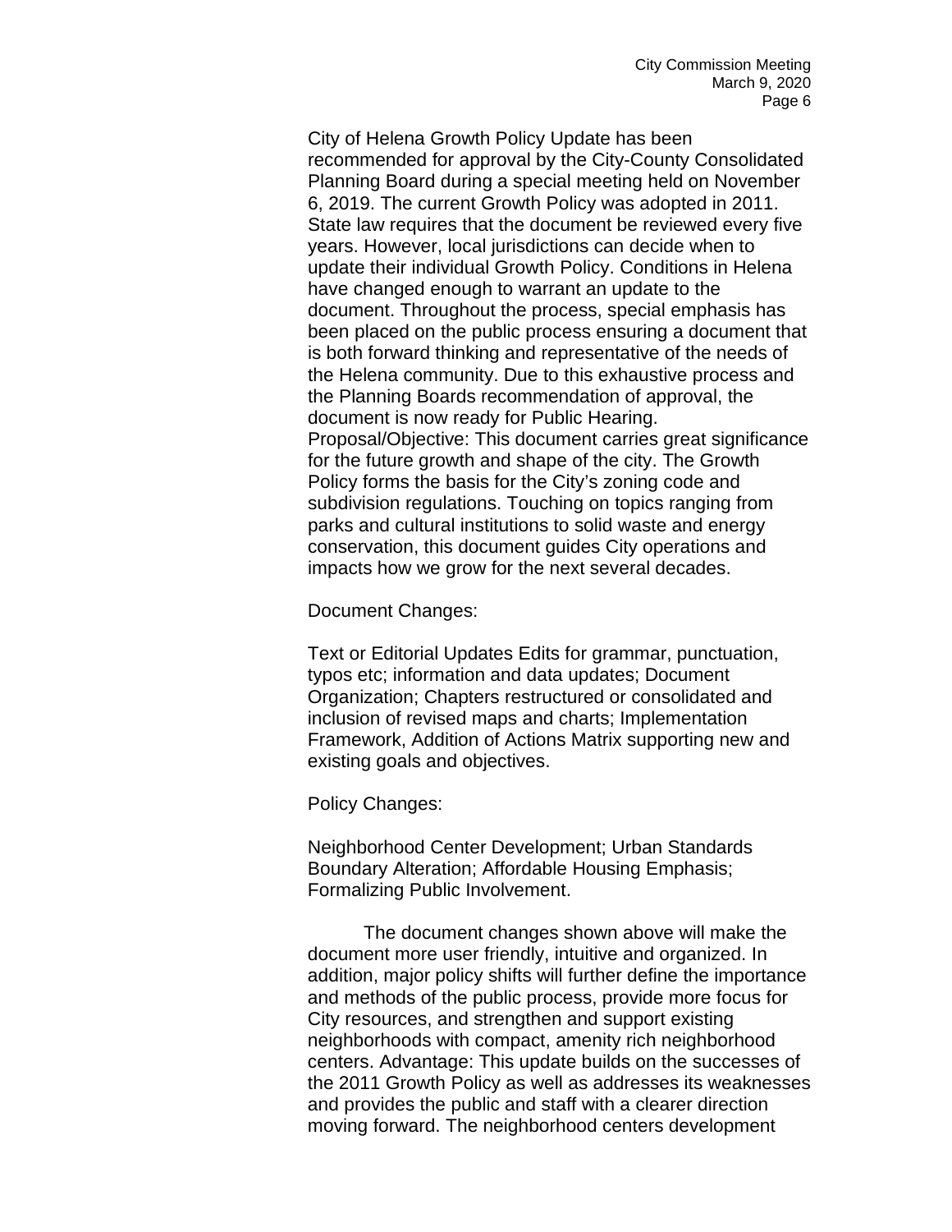City of Helena Growth Policy Update has been recommended for approval by the City-County Consolidated Planning Board during a special meeting held on November 6, 2019. The current Growth Policy was adopted in 2011. State law requires that the document be reviewed every five years. However, local jurisdictions can decide when to update their individual Growth Policy. Conditions in Helena have changed enough to warrant an update to the document. Throughout the process, special emphasis has been placed on the public process ensuring a document that is both forward thinking and representative of the needs of the Helena community. Due to this exhaustive process and the Planning Boards recommendation of approval, the document is now ready for Public Hearing.
Proposal/Objective: This document carries great significance for the future growth and shape of the city. The Growth Policy forms the basis for the City's zoning code and subdivision regulations. Touching on topics ranging from parks and cultural institutions to solid waste and energy conservation, this document guides City operations and impacts how we grow for the next several decades.

Document Changes:

Text or Editorial Updates Edits for grammar, punctuation, typos etc; information and data updates; Document Organization; Chapters restructured or consolidated and inclusion of revised maps and charts; Implementation Framework, Addition of Actions Matrix supporting new and existing goals and objectives.

Policy Changes:

Neighborhood Center Development; Urban Standards Boundary Alteration; Affordable Housing Emphasis; Formalizing Public Involvement.

The document changes shown above will make the document more user friendly, intuitive and organized. In addition, major policy shifts will further define the importance and methods of the public process, provide more focus for City resources, and strengthen and support existing neighborhoods with compact, amenity rich neighborhood centers. Advantage: This update builds on the successes of the 2011 Growth Policy as well as addresses its weaknesses and provides the public and staff with a clearer direction moving forward. The neighborhood centers development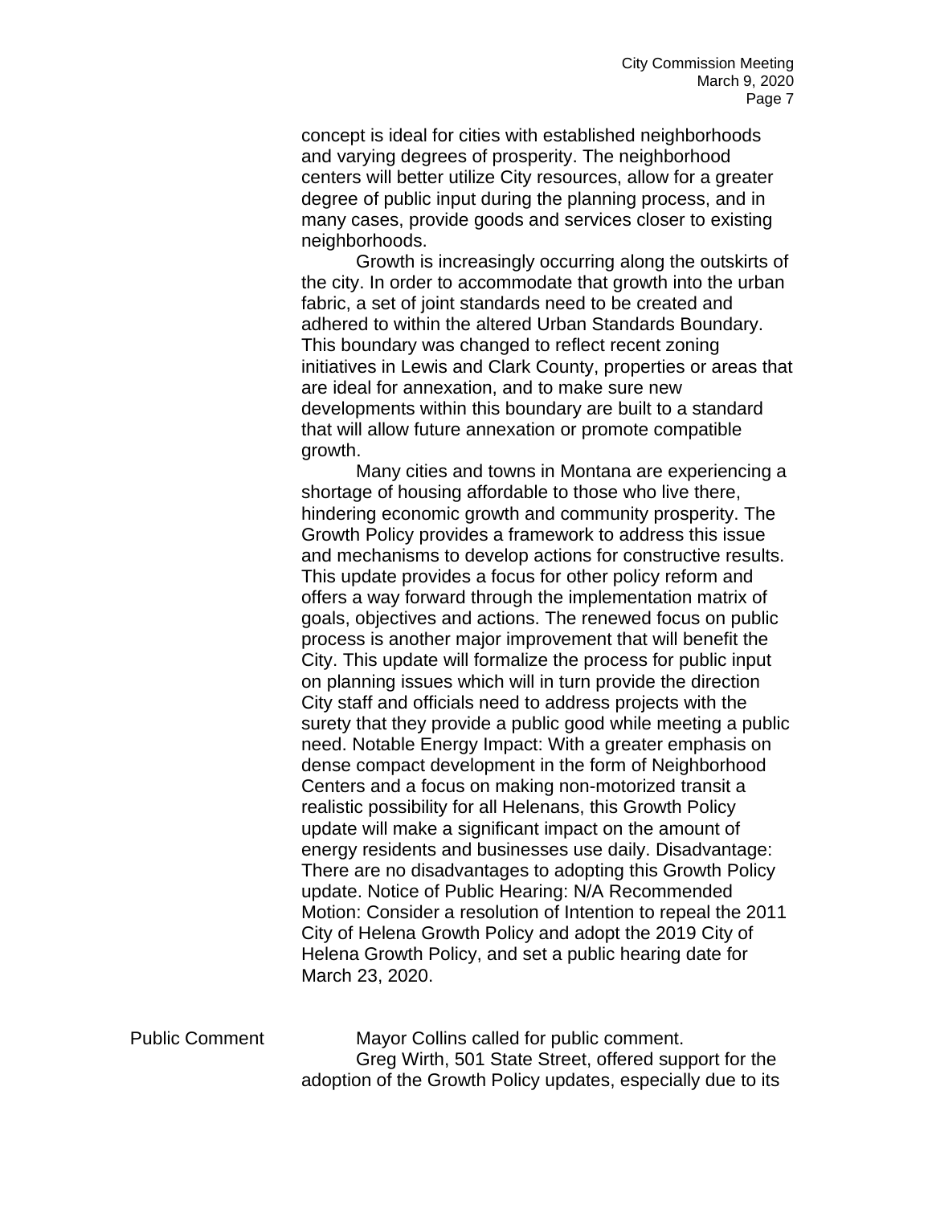concept is ideal for cities with established neighborhoods and varying degrees of prosperity. The neighborhood centers will better utilize City resources, allow for a greater degree of public input during the planning process, and in many cases, provide goods and services closer to existing neighborhoods.

Growth is increasingly occurring along the outskirts of the city. In order to accommodate that growth into the urban fabric, a set of joint standards need to be created and adhered to within the altered Urban Standards Boundary. This boundary was changed to reflect recent zoning initiatives in Lewis and Clark County, properties or areas that are ideal for annexation, and to make sure new developments within this boundary are built to a standard that will allow future annexation or promote compatible growth.

Many cities and towns in Montana are experiencing a shortage of housing affordable to those who live there, hindering economic growth and community prosperity. The Growth Policy provides a framework to address this issue and mechanisms to develop actions for constructive results. This update provides a focus for other policy reform and offers a way forward through the implementation matrix of goals, objectives and actions. The renewed focus on public process is another major improvement that will benefit the City. This update will formalize the process for public input on planning issues which will in turn provide the direction City staff and officials need to address projects with the surety that they provide a public good while meeting a public need. Notable Energy Impact: With a greater emphasis on dense compact development in the form of Neighborhood Centers and a focus on making non-motorized transit a realistic possibility for all Helenans, this Growth Policy update will make a significant impact on the amount of energy residents and businesses use daily. Disadvantage: There are no disadvantages to adopting this Growth Policy update. Notice of Public Hearing: N/A Recommended Motion: Consider a resolution of Intention to repeal the 2011 City of Helena Growth Policy and adopt the 2019 City of Helena Growth Policy, and set a public hearing date for March 23, 2020.

Public Comment

Mayor Collins called for public comment.

Greg Wirth, 501 State Street, offered support for the adoption of the Growth Policy updates, especially due to its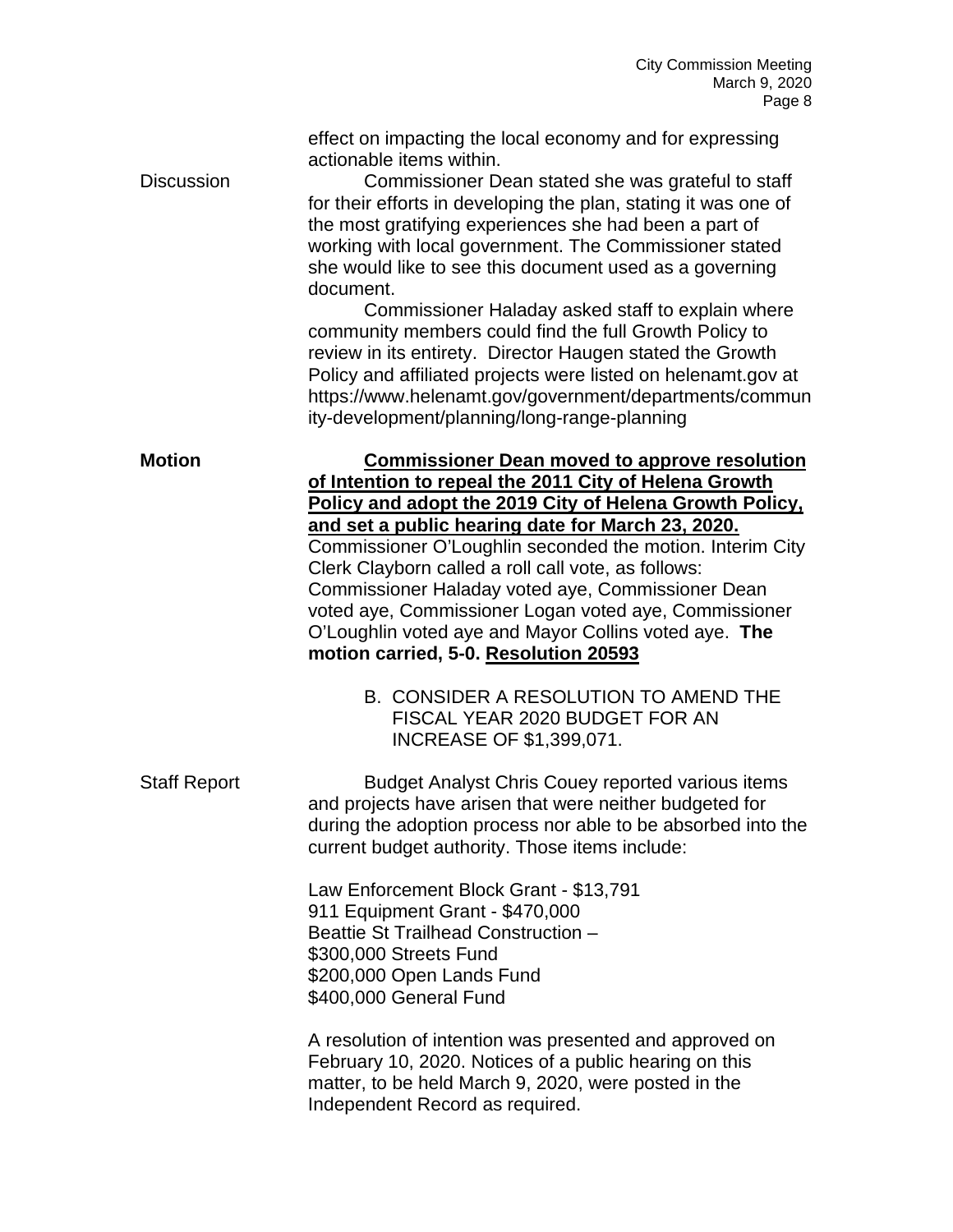effect on impacting the local economy and for expressing actionable items within.

Discussion

Commissioner Dean stated she was grateful to staff for their efforts in developing the plan, stating it was one of the most gratifying experiences she had been a part of working with local government. The Commissioner stated she would like to see this document used as a governing document.

Commissioner Haladay asked staff to explain where community members could find the full Growth Policy to review in its entirety. Director Haugen stated the Growth Policy and affiliated projects were listed on helenamt.gov at https://www.helenamt.gov/government/departments/community-development/planning/long-range-planning

**Motion**

**Commissioner Dean moved to approve resolution of Intention to repeal the 2011 City of Helena Growth Policy and adopt the 2019 City of Helena Growth Policy, and set a public hearing date for March 23, 2020.** Commissioner O'Loughlin seconded the motion. Interim City Clerk Clayborn called a roll call vote, as follows: Commissioner Haladay voted aye, Commissioner Dean voted aye, Commissioner Logan voted aye, Commissioner O'Loughlin voted aye and Mayor Collins voted aye. **The motion carried, 5-0. Resolution 20593**

B. CONSIDER A RESOLUTION TO AMEND THE FISCAL YEAR 2020 BUDGET FOR AN INCREASE OF $1,399,071.

Staff Report

Budget Analyst Chris Couey reported various items and projects have arisen that were neither budgeted for during the adoption process nor able to be absorbed into the current budget authority. Those items include:

Law Enforcement Block Grant - $13,791
911 Equipment Grant - $470,000
Beattie St Trailhead Construction –
$300,000 Streets Fund
$200,000 Open Lands Fund
$400,000 General Fund

A resolution of intention was presented and approved on February 10, 2020. Notices of a public hearing on this matter, to be held March 9, 2020, were posted in the Independent Record as required.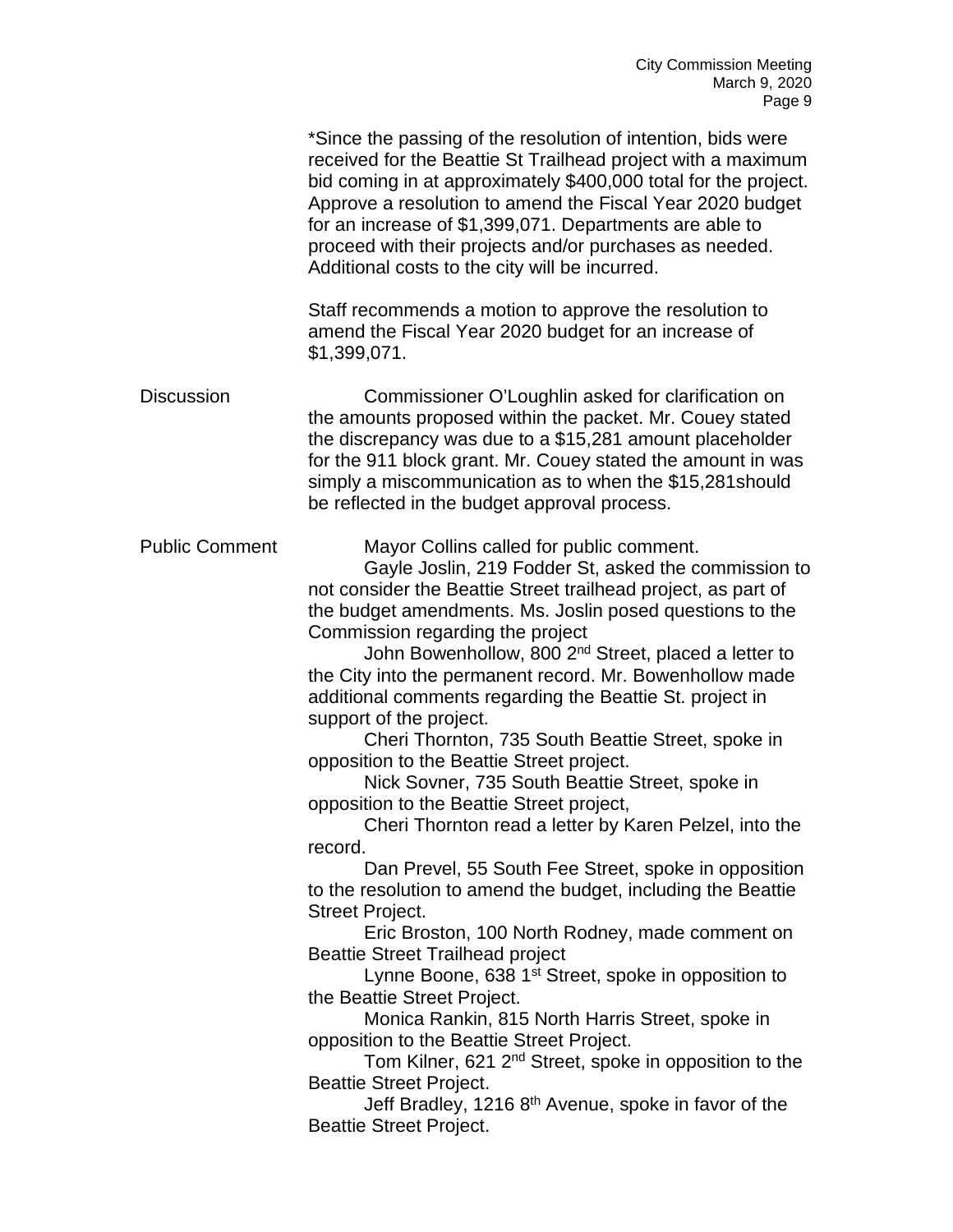*Since the passing of the resolution of intention, bids were received for the Beattie St Trailhead project with a maximum bid coming in at approximately $400,000 total for the project. Approve a resolution to amend the Fiscal Year 2020 budget for an increase of $1,399,071. Departments are able to proceed with their projects and/or purchases as needed. Additional costs to the city will be incurred.

Staff recommends a motion to approve the resolution to amend the Fiscal Year 2020 budget for an increase of $1,399,071.

**Discussion**

Commissioner O'Loughlin asked for clarification on the amounts proposed within the packet. Mr. Couey stated the discrepancy was due to a $15,281 amount placeholder for the 911 block grant. Mr. Couey stated the amount in was simply a miscommunication as to when the $15,281should be reflected in the budget approval process.

**Public Comment**

Mayor Collins called for public comment.

Gayle Joslin, 219 Fodder St, asked the commission to not consider the Beattie Street trailhead project, as part of the budget amendments. Ms. Joslin posed questions to the Commission regarding the project

John Bowenhollow, 800 2nd Street, placed a letter to the City into the permanent record. Mr. Bowenhollow made additional comments regarding the Beattie St. project in support of the project.

Cheri Thornton, 735 South Beattie Street, spoke in opposition to the Beattie Street project.

Nick Sovner, 735 South Beattie Street, spoke in opposition to the Beattie Street project,

Cheri Thornton read a letter by Karen Pelzel, into the record.

Dan Prevel, 55 South Fee Street, spoke in opposition to the resolution to amend the budget, including the Beattie Street Project.

Eric Broston, 100 North Rodney, made comment on Beattie Street Trailhead project

Lynne Boone, 638 1st Street, spoke in opposition to the Beattie Street Project.

Monica Rankin, 815 North Harris Street, spoke in opposition to the Beattie Street Project.

Tom Kilner, 621 2nd Street, spoke in opposition to the Beattie Street Project.

Jeff Bradley, 1216 8th Avenue, spoke in favor of the Beattie Street Project.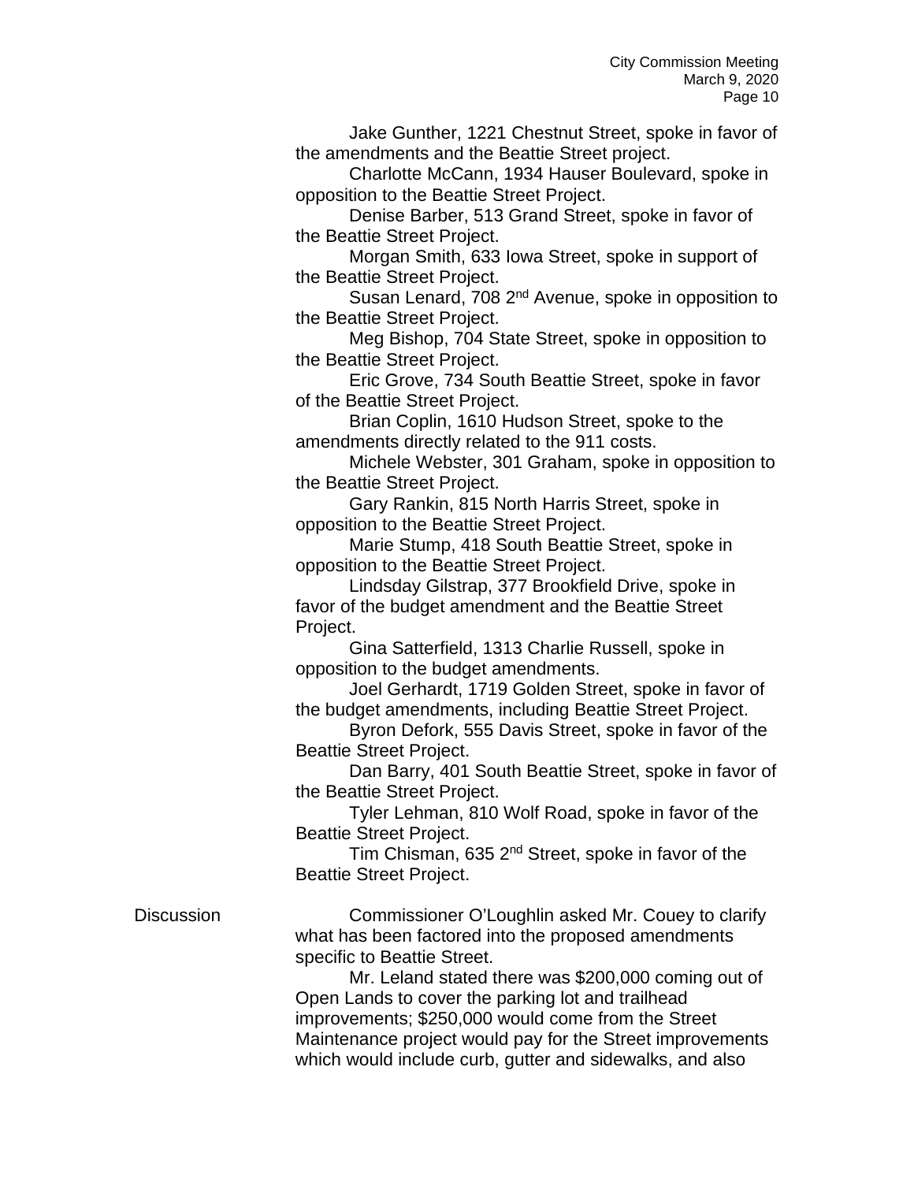Jake Gunther, 1221 Chestnut Street, spoke in favor of the amendments and the Beattie Street project.

Charlotte McCann, 1934 Hauser Boulevard, spoke in opposition to the Beattie Street Project.

Denise Barber, 513 Grand Street, spoke in favor of the Beattie Street Project.

Morgan Smith, 633 Iowa Street, spoke in support of the Beattie Street Project.

Susan Lenard, 708 2nd Avenue, spoke in opposition to the Beattie Street Project.

Meg Bishop, 704 State Street, spoke in opposition to the Beattie Street Project.

Eric Grove, 734 South Beattie Street, spoke in favor of the Beattie Street Project.

Brian Coplin, 1610 Hudson Street, spoke to the amendments directly related to the 911 costs.

Michele Webster, 301 Graham, spoke in opposition to the Beattie Street Project.

Gary Rankin, 815 North Harris Street, spoke in opposition to the Beattie Street Project.

Marie Stump, 418 South Beattie Street, spoke in opposition to the Beattie Street Project.

Lindsday Gilstrap, 377 Brookfield Drive, spoke in favor of the budget amendment and the Beattie Street Project.

Gina Satterfield, 1313 Charlie Russell, spoke in opposition to the budget amendments.

Joel Gerhardt, 1719 Golden Street, spoke in favor of the budget amendments, including Beattie Street Project.

Byron Defork, 555 Davis Street, spoke in favor of the Beattie Street Project.

Dan Barry, 401 South Beattie Street, spoke in favor of the Beattie Street Project.

Tyler Lehman, 810 Wolf Road, spoke in favor of the Beattie Street Project.

Tim Chisman, 635 2nd Street, spoke in favor of the Beattie Street Project.

Discussion

Commissioner O'Loughlin asked Mr. Couey to clarify what has been factored into the proposed amendments specific to Beattie Street.

Mr. Leland stated there was $200,000 coming out of Open Lands to cover the parking lot and trailhead improvements; $250,000 would come from the Street Maintenance project would pay for the Street improvements which would include curb, gutter and sidewalks, and also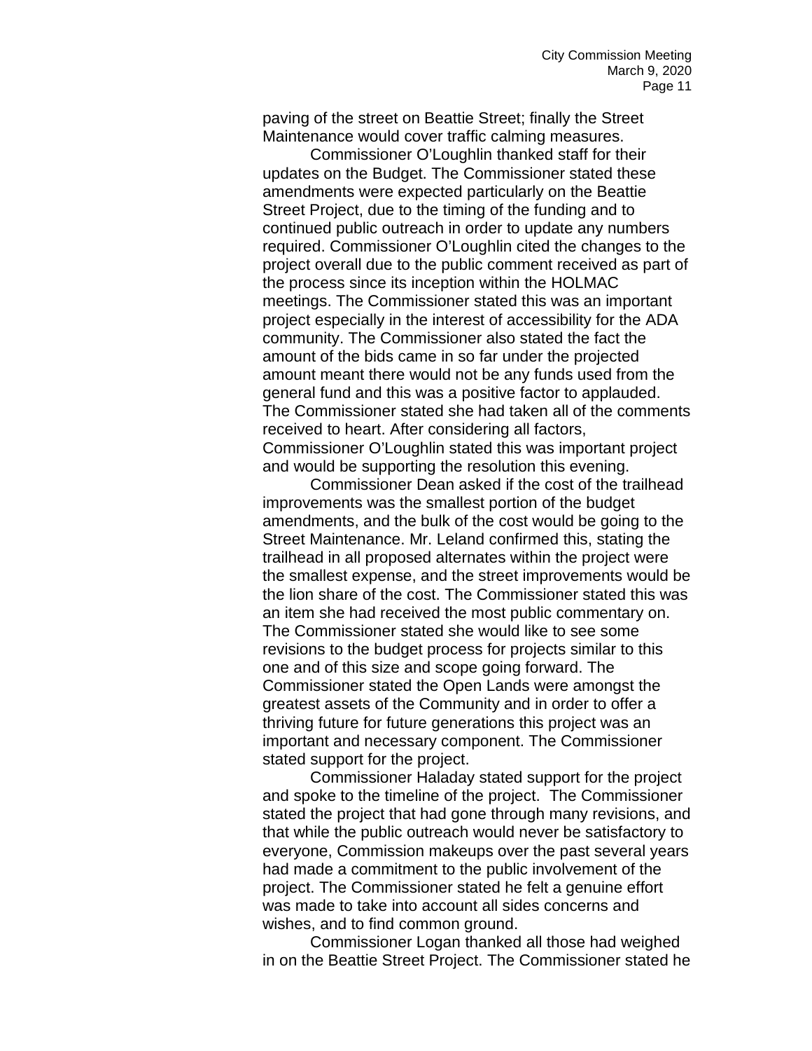paving of the street on Beattie Street; finally the Street Maintenance would cover traffic calming measures.

Commissioner O'Loughlin thanked staff for their updates on the Budget. The Commissioner stated these amendments were expected particularly on the Beattie Street Project, due to the timing of the funding and to continued public outreach in order to update any numbers required. Commissioner O'Loughlin cited the changes to the project overall due to the public comment received as part of the process since its inception within the HOLMAC meetings. The Commissioner stated this was an important project especially in the interest of accessibility for the ADA community. The Commissioner also stated the fact the amount of the bids came in so far under the projected amount meant there would not be any funds used from the general fund and this was a positive factor to applauded. The Commissioner stated she had taken all of the comments received to heart. After considering all factors, Commissioner O'Loughlin stated this was important project and would be supporting the resolution this evening.

Commissioner Dean asked if the cost of the trailhead improvements was the smallest portion of the budget amendments, and the bulk of the cost would be going to the Street Maintenance. Mr. Leland confirmed this, stating the trailhead in all proposed alternates within the project were the smallest expense, and the street improvements would be the lion share of the cost. The Commissioner stated this was an item she had received the most public commentary on. The Commissioner stated she would like to see some revisions to the budget process for projects similar to this one and of this size and scope going forward. The Commissioner stated the Open Lands were amongst the greatest assets of the Community and in order to offer a thriving future for future generations this project was an important and necessary component. The Commissioner stated support for the project.

Commissioner Haladay stated support for the project and spoke to the timeline of the project. The Commissioner stated the project that had gone through many revisions, and that while the public outreach would never be satisfactory to everyone, Commission makeups over the past several years had made a commitment to the public involvement of the project. The Commissioner stated he felt a genuine effort was made to take into account all sides concerns and wishes, and to find common ground.

Commissioner Logan thanked all those had weighed in on the Beattie Street Project. The Commissioner stated he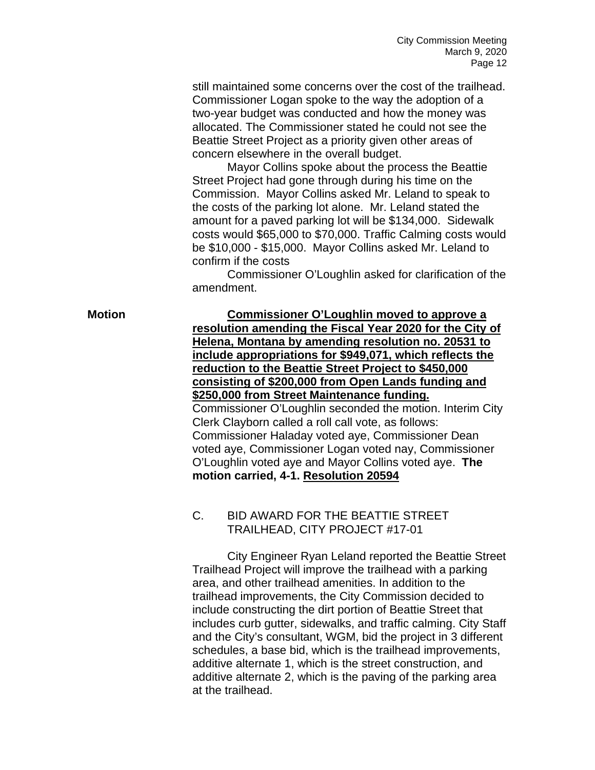still maintained some concerns over the cost of the trailhead. Commissioner Logan spoke to the way the adoption of a two-year budget was conducted and how the money was allocated. The Commissioner stated he could not see the Beattie Street Project as a priority given other areas of concern elsewhere in the overall budget.

Mayor Collins spoke about the process the Beattie Street Project had gone through during his time on the Commission. Mayor Collins asked Mr. Leland to speak to the costs of the parking lot alone. Mr. Leland stated the amount for a paved parking lot will be $134,000. Sidewalk costs would $65,000 to $70,000. Traffic Calming costs would be $10,000 - $15,000. Mayor Collins asked Mr. Leland to confirm if the costs

Commissioner O'Loughlin asked for clarification of the amendment.

**Motion**

**Commissioner O'Loughlin moved to approve a resolution amending the Fiscal Year 2020 for the City of Helena, Montana by amending resolution no. 20531 to include appropriations for $949,071, which reflects the reduction to the Beattie Street Project to $450,000 consisting of $200,000 from Open Lands funding and $250,000 from Street Maintenance funding.** Commissioner O'Loughlin seconded the motion. Interim City Clerk Clayborn called a roll call vote, as follows: Commissioner Haladay voted aye, Commissioner Dean voted aye, Commissioner Logan voted nay, Commissioner O'Loughlin voted aye and Mayor Collins voted aye. **The motion carried, 4-1. Resolution 20594**

C. BID AWARD FOR THE BEATTIE STREET TRAILHEAD, CITY PROJECT #17-01

City Engineer Ryan Leland reported the Beattie Street Trailhead Project will improve the trailhead with a parking area, and other trailhead amenities. In addition to the trailhead improvements, the City Commission decided to include constructing the dirt portion of Beattie Street that includes curb gutter, sidewalks, and traffic calming. City Staff and the City's consultant, WGM, bid the project in 3 different schedules, a base bid, which is the trailhead improvements, additive alternate 1, which is the street construction, and additive alternate 2, which is the paving of the parking area at the trailhead.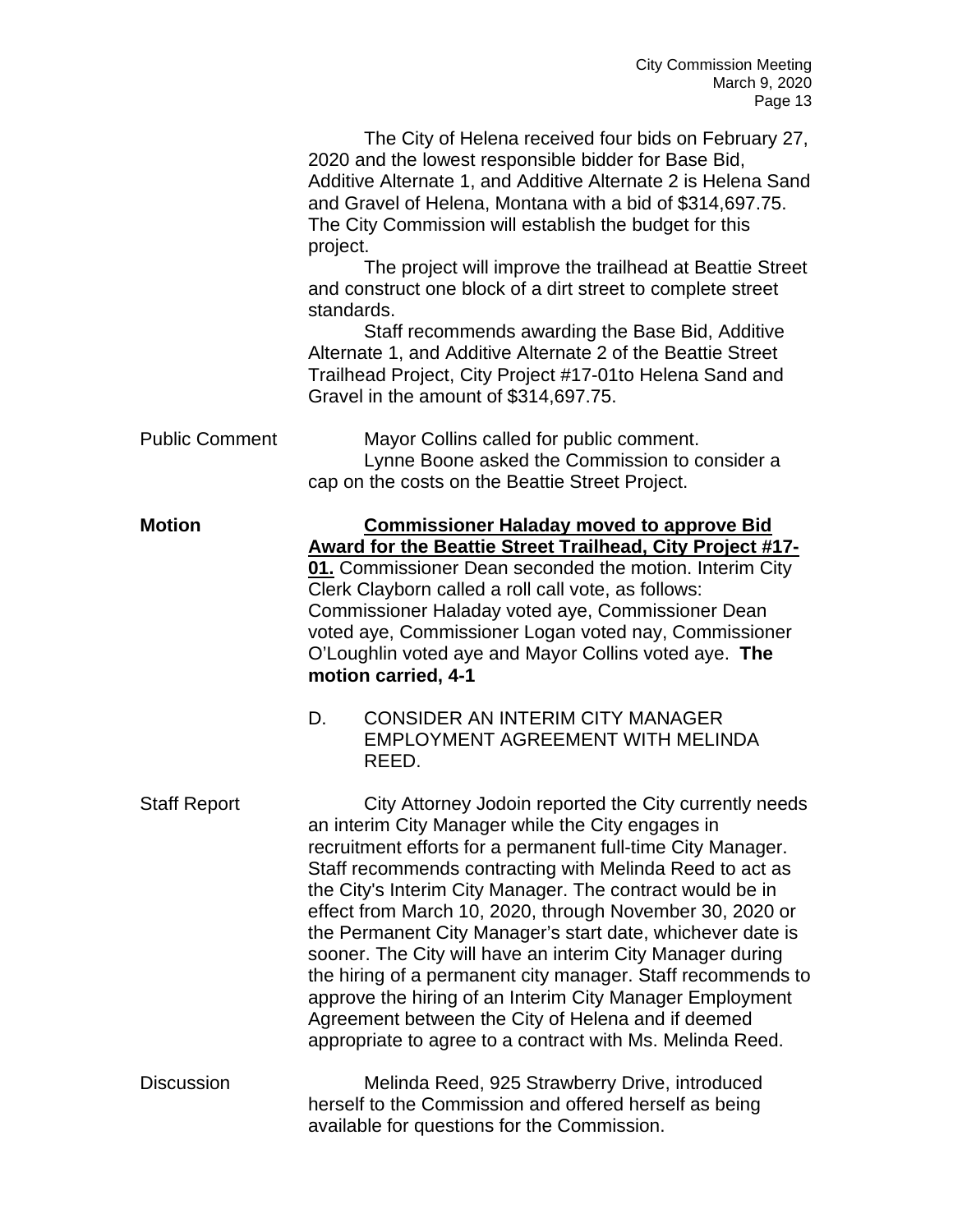The City of Helena received four bids on February 27, 2020 and the lowest responsible bidder for Base Bid, Additive Alternate 1, and Additive Alternate 2 is Helena Sand and Gravel of Helena, Montana with a bid of $314,697.75. The City Commission will establish the budget for this project.

The project will improve the trailhead at Beattie Street and construct one block of a dirt street to complete street standards.

Staff recommends awarding the Base Bid, Additive Alternate 1, and Additive Alternate 2 of the Beattie Street Trailhead Project, City Project #17-01to Helena Sand and Gravel in the amount of $314,697.75.

Public Comment

Mayor Collins called for public comment.

Lynne Boone asked the Commission to consider a cap on the costs on the Beattie Street Project.

**Motion**

**Commissioner Haladay moved to approve Bid Award for the Beattie Street Trailhead, City Project #17-01.** Commissioner Dean seconded the motion. Interim City Clerk Clayborn called a roll call vote, as follows: Commissioner Haladay voted aye, Commissioner Dean voted aye, Commissioner Logan voted nay, Commissioner O'Loughlin voted aye and Mayor Collins voted aye. **The motion carried, 4-1**

D. CONSIDER AN INTERIM CITY MANAGER EMPLOYMENT AGREEMENT WITH MELINDA REED.

Staff Report

City Attorney Jodoin reported the City currently needs an interim City Manager while the City engages in recruitment efforts for a permanent full-time City Manager. Staff recommends contracting with Melinda Reed to act as the City's Interim City Manager. The contract would be in effect from March 10, 2020, through November 30, 2020 or the Permanent City Manager's start date, whichever date is sooner. The City will have an interim City Manager during the hiring of a permanent city manager. Staff recommends to approve the hiring of an Interim City Manager Employment Agreement between the City of Helena and if deemed appropriate to agree to a contract with Ms. Melinda Reed.

Discussion

Melinda Reed, 925 Strawberry Drive, introduced herself to the Commission and offered herself as being available for questions for the Commission.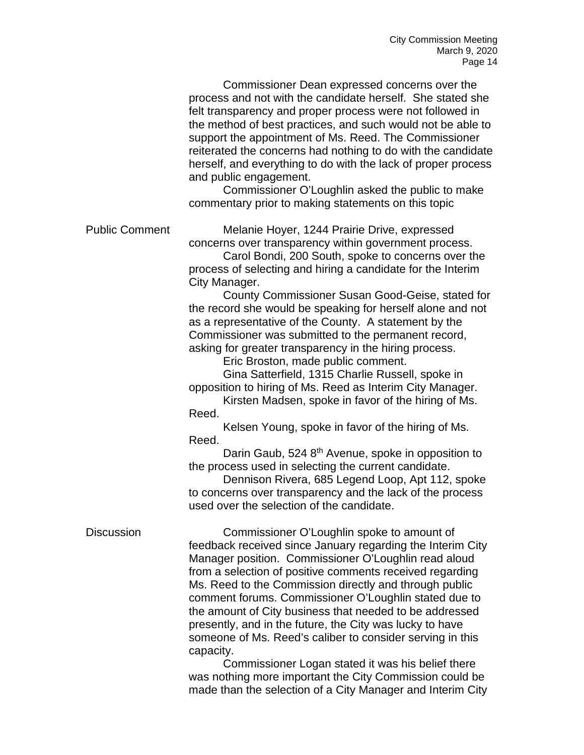Commissioner Dean expressed concerns over the process and not with the candidate herself. She stated she felt transparency and proper process were not followed in the method of best practices, and such would not be able to support the appointment of Ms. Reed. The Commissioner reiterated the concerns had nothing to do with the candidate herself, and everything to do with the lack of proper process and public engagement.

Commissioner O'Loughlin asked the public to make commentary prior to making statements on this topic

**Public Comment**

Melanie Hoyer, 1244 Prairie Drive, expressed concerns over transparency within government process.

Carol Bondi, 200 South, spoke to concerns over the process of selecting and hiring a candidate for the Interim City Manager.

County Commissioner Susan Good-Geise, stated for the record she would be speaking for herself alone and not as a representative of the County. A statement by the Commissioner was submitted to the permanent record, asking for greater transparency in the hiring process.

Eric Broston, made public comment.

Gina Satterfield, 1315 Charlie Russell, spoke in opposition to hiring of Ms. Reed as Interim City Manager.

Kirsten Madsen, spoke in favor of the hiring of Ms. Reed.

Kelsen Young, spoke in favor of the hiring of Ms. Reed.

Darin Gaub, 524 8th Avenue, spoke in opposition to the process used in selecting the current candidate.

Dennison Rivera, 685 Legend Loop, Apt 112, spoke to concerns over transparency and the lack of the process used over the selection of the candidate.

**Discussion**

Commissioner O'Loughlin spoke to amount of feedback received since January regarding the Interim City Manager position. Commissioner O'Loughlin read aloud from a selection of positive comments received regarding Ms. Reed to the Commission directly and through public comment forums. Commissioner O'Loughlin stated due to the amount of City business that needed to be addressed presently, and in the future, the City was lucky to have someone of Ms. Reed's caliber to consider serving in this capacity.

Commissioner Logan stated it was his belief there was nothing more important the City Commission could be made than the selection of a City Manager and Interim City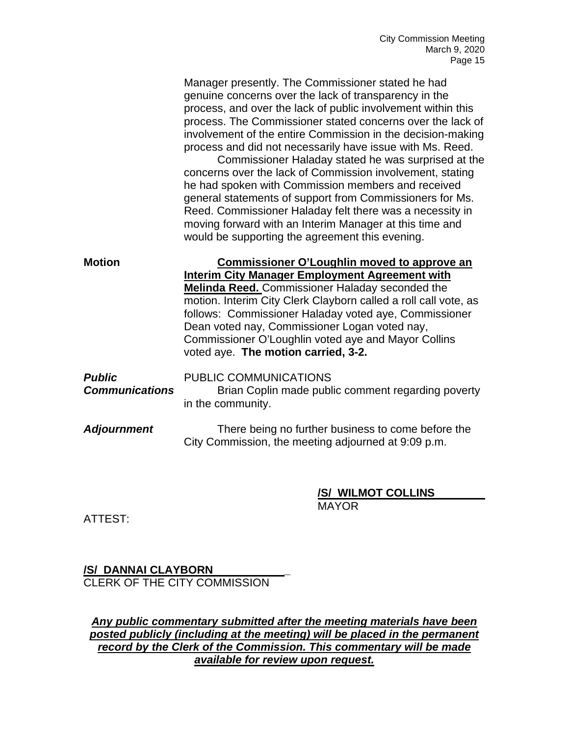Manager presently. The Commissioner stated he had genuine concerns over the lack of transparency in the process, and over the lack of public involvement within this process. The Commissioner stated concerns over the lack of involvement of the entire Commission in the decision-making process and did not necessarily have issue with Ms. Reed.

Commissioner Haladay stated he was surprised at the concerns over the lack of Commission involvement, stating he had spoken with Commission members and received general statements of support from Commissioners for Ms. Reed. Commissioner Haladay felt there was a necessity in moving forward with an Interim Manager at this time and would be supporting the agreement this evening.

**Motion**

**<u>Commissioner O'Loughlin moved to approve an Interim City Manager Employment Agreement with Melinda Reed.</u>** Commissioner Haladay seconded the motion. Interim City Clerk Clayborn called a roll call vote, as follows: Commissioner Haladay voted aye, Commissioner Dean voted nay, Commissioner Logan voted nay, Commissioner O'Loughlin voted aye and Mayor Collins voted aye. **The motion carried, 3-2.**

***Public Communications***

PUBLIC COMMUNICATIONS

Brian Coplin made public comment regarding poverty in the community.

***Adjournment***

There being no further business to come before the City Commission, the meeting adjourned at 9:09 p.m.

**<u>/S/ WILMOT COLLINS</u>**
MAYOR

ATTEST:

**<u>/S/ DANNAI CLAYBORN</u>**
CLERK OF THE CITY COMMISSION

***<u>Any public commentary submitted after the meeting materials have been posted publicly (including at the meeting) will be placed in the permanent record by the Clerk of the Commission. This commentary will be made available for review upon request.</u>***